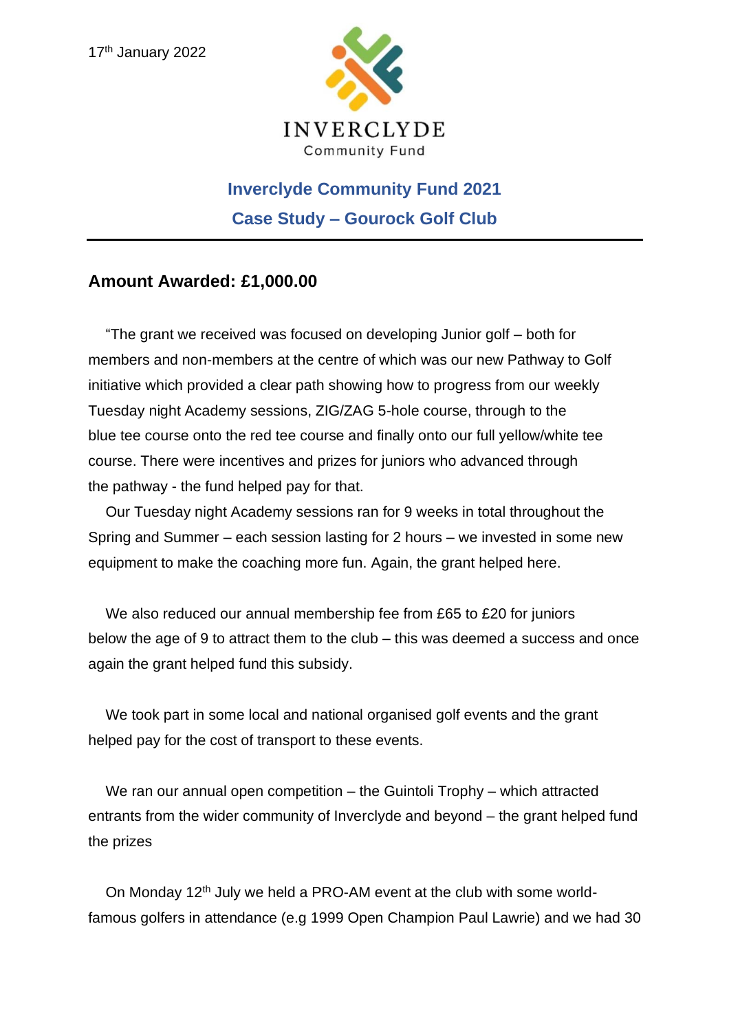17th January 2022

INVERCLYDE
Community Fund

## Inverclyde Community Fund 2021
## Case Study – Gourock Golf Club

---

### Amount Awarded: £1,000.00

"The grant we received was focused on developing Junior golf – both for members and non-members at the centre of which was our new Pathway to Golf initiative which provided a clear path showing how to progress from our weekly Tuesday night Academy sessions, ZIG/ZAG 5-hole course, through to the blue tee course onto the red tee course and finally onto our full yellow/white tee course. There were incentives and prizes for juniors who advanced through the pathway - the fund helped pay for that.

Our Tuesday night Academy sessions ran for 9 weeks in total throughout the Spring and Summer – each session lasting for 2 hours – we invested in some new equipment to make the coaching more fun. Again, the grant helped here.

We also reduced our annual membership fee from £65 to £20 for juniors below the age of 9 to attract them to the club – this was deemed a success and once again the grant helped fund this subsidy.

We took part in some local and national organised golf events and the grant helped pay for the cost of transport to these events.

We ran our annual open competition – the Guintoli Trophy – which attracted entrants from the wider community of Inverclyde and beyond – the grant helped fund the prizes

On Monday 12th July we held a PRO-AM event at the club with some world-famous golfers in attendance (e.g 1999 Open Champion Paul Lawrie) and we had 30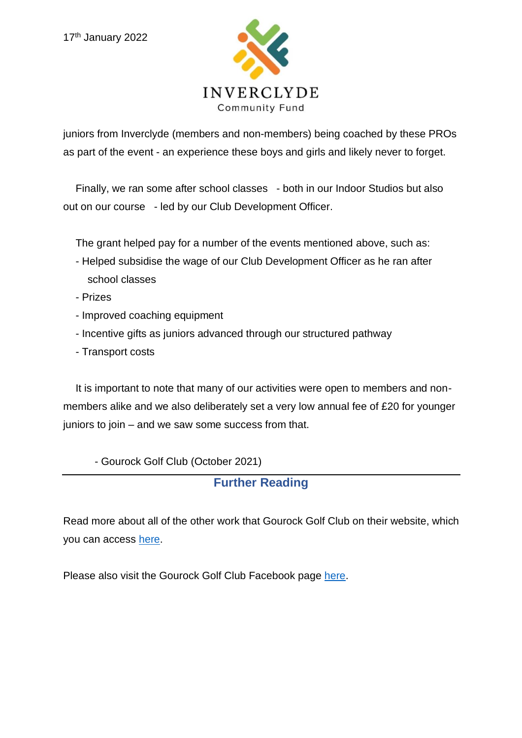juniors from Inverclyde (members and non-members) being coached by these PROs as part of the event - an experience these boys and girls and likely never to forget.

Finally, we ran some after school classes - both in our Indoor Studios but also out on our course - led by our Club Development Officer.

The grant helped pay for a number of the events mentioned above, such as:

- Helped subsidise the wage of our Club Development Officer as he ran after school classes
- Prizes
- Improved coaching equipment
- Incentive gifts as juniors advanced through our structured pathway
- Transport costs

It is important to note that many of our activities were open to members and non-members alike and we also deliberately set a very low annual fee of £20 for younger juniors to join – and we saw some success from that.

- Gourock Golf Club (October 2021)

---

## Further Reading

Read more about all of the other work that Gourock Golf Club on their website, which you can access here.

Please also visit the Gourock Golf Club Facebook page here.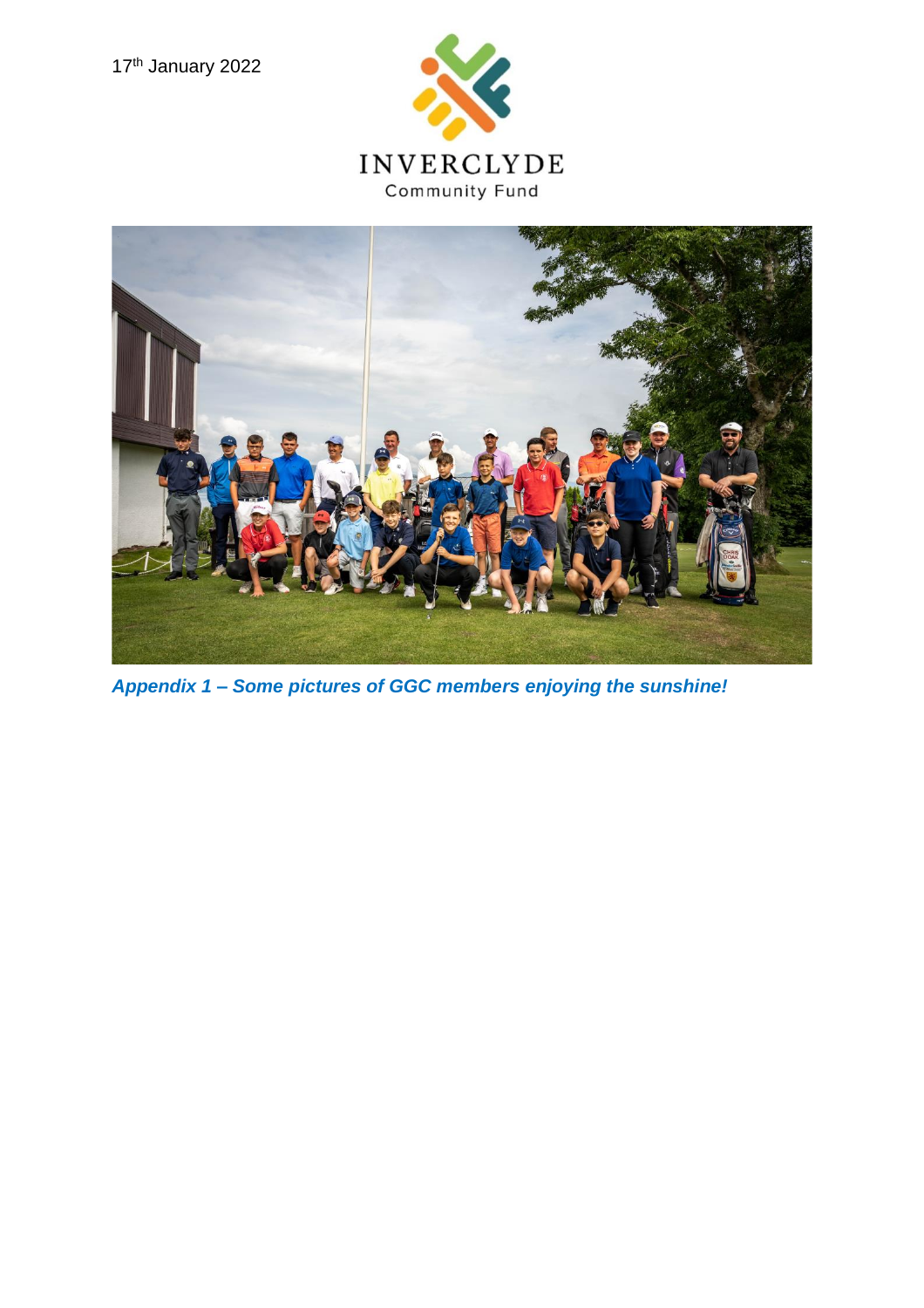17th January 2022

*Appendix 1 – Some pictures of GGC members enjoying the sunshine!*